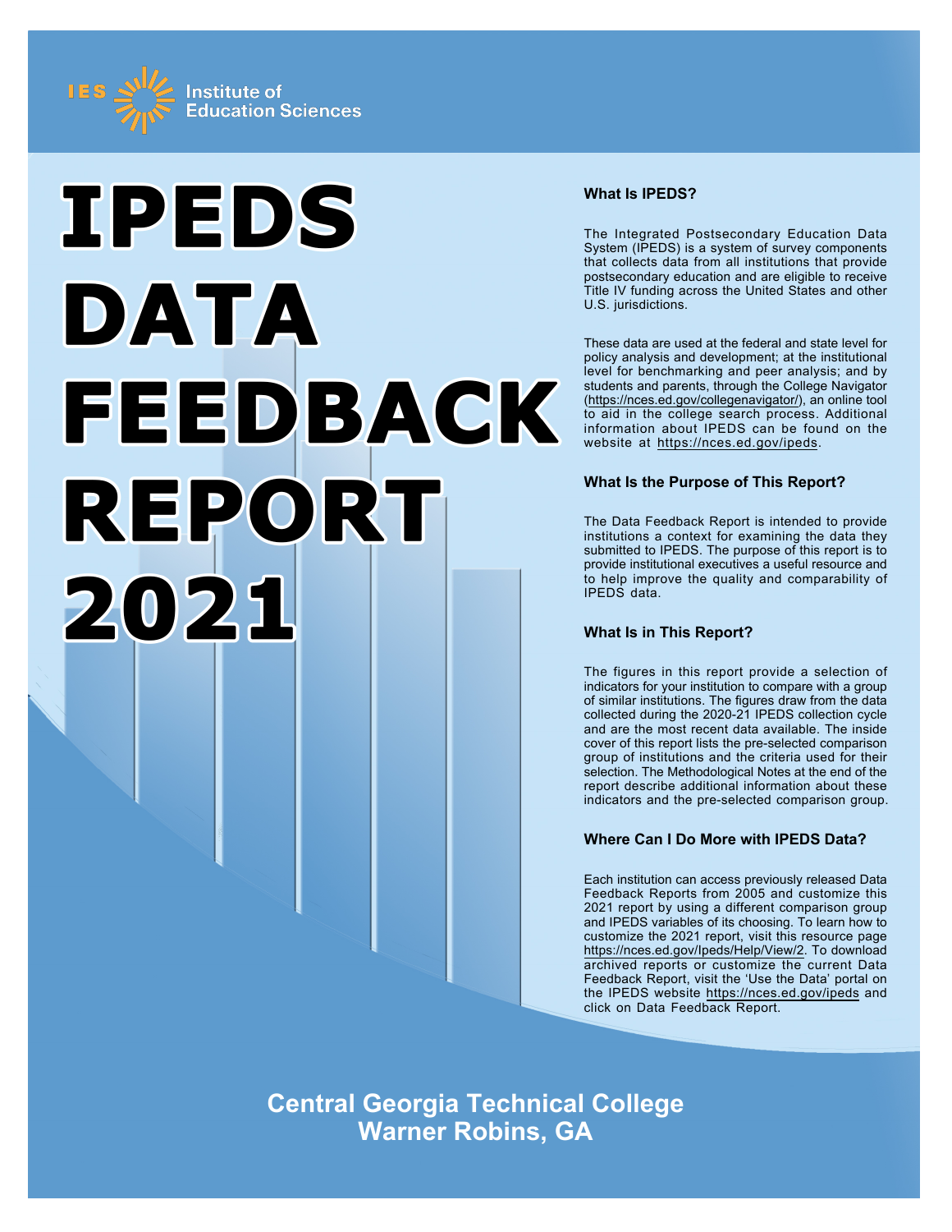IES Institute of Education Sciences

# IPEDS DATA FEEDBACK REPORT 2021

### What Is IPEDS?

The Integrated Postsecondary Education Data System (IPEDS) is a system of survey components that collects data from all institutions that provide postsecondary education and are eligible to receive Title IV funding across the United States and other U.S. jurisdictions.

These data are used at the federal and state level for policy analysis and development; at the institutional level for benchmarking and peer analysis; and by students and parents, through the College Navigator (https://nces.ed.gov/collegenavigator/), an online tool to aid in the college search process. Additional information about IPEDS can be found on the website at https://nces.ed.gov/ipeds.

### What Is the Purpose of This Report?

The Data Feedback Report is intended to provide institutions a context for examining the data they submitted to IPEDS. The purpose of this report is to provide institutional executives a useful resource and to help improve the quality and comparability of IPEDS data.

### What Is in This Report?

The figures in this report provide a selection of indicators for your institution to compare with a group of similar institutions. The figures draw from the data collected during the 2020-21 IPEDS collection cycle and are the most recent data available. The inside cover of this report lists the pre-selected comparison group of institutions and the criteria used for their selection. The Methodological Notes at the end of the report describe additional information about these indicators and the pre-selected comparison group.

### Where Can I Do More with IPEDS Data?

Each institution can access previously released Data Feedback Reports from 2005 and customize this 2021 report by using a different comparison group and IPEDS variables of its choosing. To learn how to customize the 2021 report, visit this resource page https://nces.ed.gov/Ipeds/Help/View/2. To download archived reports or customize the current Data Feedback Report, visit the 'Use the Data' portal on the IPEDS website https://nces.ed.gov/ipeds and click on Data Feedback Report.

**Central Georgia Technical College**
**Warner Robins, GA**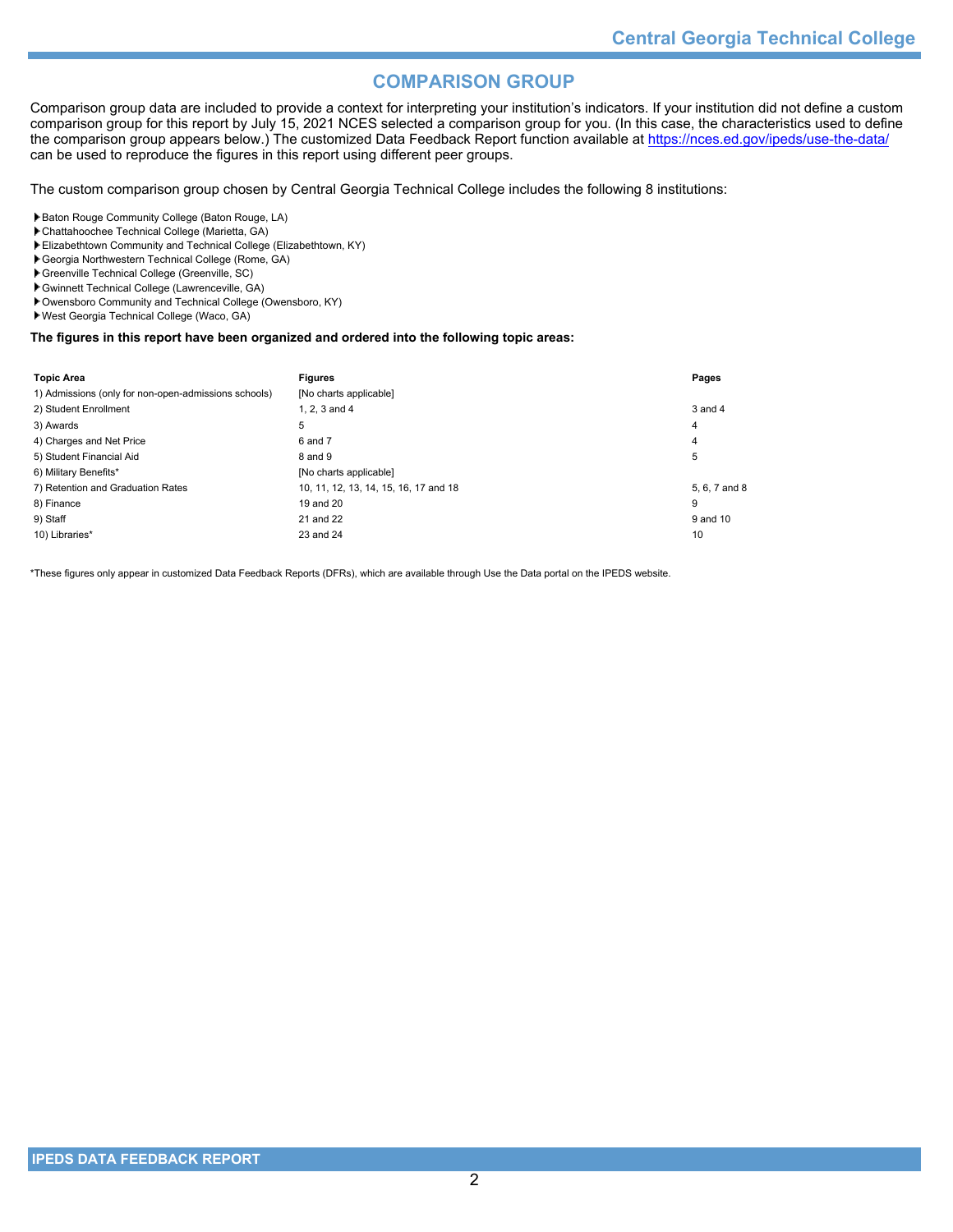# COMPARISON GROUP

Comparison group data are included to provide a context for interpreting your institution's indicators. If your institution did not define a custom comparison group for this report by July 15, 2021 NCES selected a comparison group for you. (In this case, the characteristics used to define the comparison group appears below.) The customized Data Feedback Report function available at https://nces.ed.gov/ipeds/use-the-data/ can be used to reproduce the figures in this report using different peer groups.

The custom comparison group chosen by Central Georgia Technical College includes the following 8 institutions:

- Baton Rouge Community College (Baton Rouge, LA)
- Chattahoochee Technical College (Marietta, GA)
- Elizabethtown Community and Technical College (Elizabethtown, KY)
- Georgia Northwestern Technical College (Rome, GA)
- Greenville Technical College (Greenville, SC)
- Gwinnett Technical College (Lawrenceville, GA)
- Owensboro Community and Technical College (Owensboro, KY)
- West Georgia Technical College (Waco, GA)

**The figures in this report have been organized and ordered into the following topic areas:**

| Topic Area | Figures | Pages |
|---|---|---|
| 1) Admissions (only for non-open-admissions schools) | [No charts applicable] | |
| 2) Student Enrollment | 1, 2, 3 and 4 | 3 and 4 |
| 3) Awards | 5 | 4 |
| 4) Charges and Net Price | 6 and 7 | 4 |
| 5) Student Financial Aid | 8 and 9 | 5 |
| 6) Military Benefits* | [No charts applicable] | |
| 7) Retention and Graduation Rates | 10, 11, 12, 13, 14, 15, 16, 17 and 18 | 5, 6, 7 and 8 |
| 8) Finance | 19 and 20 | 9 |
| 9) Staff | 21 and 22 | 9 and 10 |
| 10) Libraries* | 23 and 24 | 10 |

*These figures only appear in customized Data Feedback Reports (DFRs), which are available through Use the Data portal on the IPEDS website.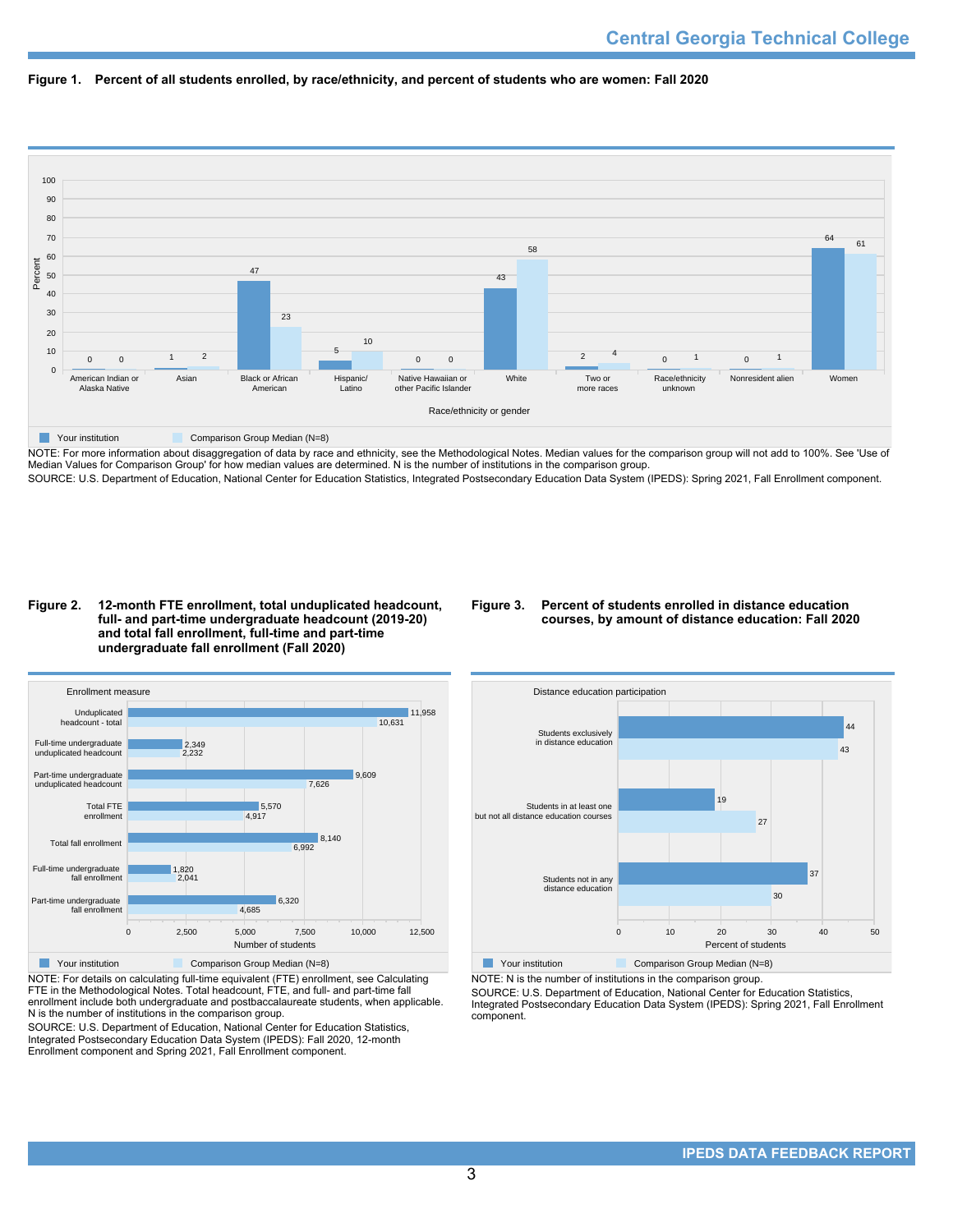# Central Georgia Technical College

**Figure 1. Percent of all students enrolled, by race/ethnicity, and percent of students who are women: Fall 2020**

| Race/ethnicity or gender | Your institution | Comparison Group Median (N=8) |
|---|---|---|
| American Indian or Alaska Native | 0 | 0 |
| Asian | 1 | 2 |
| Black or African American | 47 | 23 |
| Hispanic/ Latino | 5 | 10 |
| Native Hawaiian or other Pacific Islander | 0 | 0 |
| White | 43 | 58 |
| Two or more races | 2 | 4 |
| Race/ethnicity unknown | 0 | 1 |
| Nonresident alien | 0 | 1 |
| Women | 64 | 61 |

NOTE: For more information about disaggregation of data by race and ethnicity, see the Methodological Notes. Median values for the comparison group will not add to 100%. See 'Use of Median Values for Comparison Group' for how median values are determined. N is the number of institutions in the comparison group.
SOURCE: U.S. Department of Education, National Center for Education Statistics, Integrated Postsecondary Education Data System (IPEDS): Spring 2021, Fall Enrollment component.

**Figure 2. 12-month FTE enrollment, total unduplicated headcount, full- and part-time undergraduate headcount (2019-20) and total fall enrollment, full-time and part-time undergraduate fall enrollment (Fall 2020)**

| Enrollment measure | Your institution | Comparison Group Median (N=8) |
|---|---|---|
| Unduplicated headcount - total | 11,958 | 10,631 |
| Full-time undergraduate unduplicated headcount | 2,349 | 2,232 |
| Part-time undergraduate unduplicated headcount | 9,609 | 7,626 |
| Total FTE enrollment | 5,570 | 4,917 |
| Total fall enrollment | 8,140 | 6,992 |
| Full-time undergraduate fall enrollment | 1,820 | 2,041 |
| Part-time undergraduate fall enrollment | 6,320 | 4,685 |

NOTE: For details on calculating full-time equivalent (FTE) enrollment, see Calculating FTE in the Methodological Notes. Total headcount, FTE, and full- and part-time fall enrollment include both undergraduate and postbaccalaureate students, when applicable. N is the number of institutions in the comparison group.
SOURCE: U.S. Department of Education, National Center for Education Statistics, Integrated Postsecondary Education Data System (IPEDS): Fall 2020, 12-month Enrollment component and Spring 2021, Fall Enrollment component.

**Figure 3. Percent of students enrolled in distance education courses, by amount of distance education: Fall 2020**

| Distance education participation | Your institution | Comparison Group Median (N=8) |
|---|---|---|
| Students exclusively in distance education | 44 | 43 |
| Students in at least one but not all distance education courses | 19 | 27 |
| Students not in any distance education | 37 | 30 |

NOTE: N is the number of institutions in the comparison group.
SOURCE: U.S. Department of Education, National Center for Education Statistics, Integrated Postsecondary Education Data System (IPEDS): Spring 2021, Fall Enrollment component.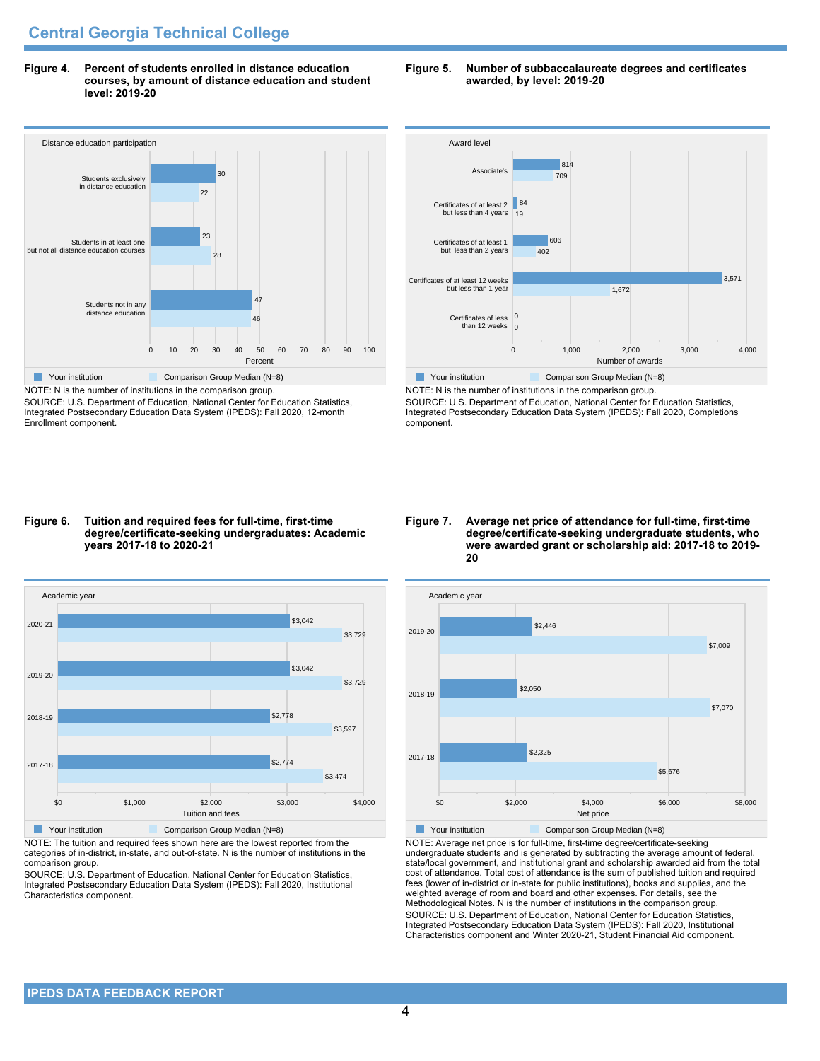## Central Georgia Technical College

**Figure 4. Percent of students enrolled in distance education courses, by amount of distance education and student level: 2019-20**

| Distance education participation | Your institution | Comparison Group Median (N=8) |
|---|---|---|
| Students exclusively in distance education | 30 | 22 |
| Students in at least one but not all distance education courses | 23 | 28 |
| Students not in any distance education | 47 | 46 |

NOTE: N is the number of institutions in the comparison group.
SOURCE: U.S. Department of Education, National Center for Education Statistics, Integrated Postsecondary Education Data System (IPEDS): Fall 2020, 12-month Enrollment component.

**Figure 5. Number of subbaccalaureate degrees and certificates awarded, by level: 2019-20**

| Award level | Your institution | Comparison Group Median (N=8) |
|---|---|---|
| Associate's | 814 | 709 |
| Certificates of at least 2 but less than 4 years | 84 | 19 |
| Certificates of at least 1 but less than 2 years | 606 | 402 |
| Certificates of at least 12 weeks but less than 1 year | 3,571 | 1,672 |
| Certificates of less than 12 weeks | 0 | 0 |

NOTE: N is the number of institutions in the comparison group.
SOURCE: U.S. Department of Education, National Center for Education Statistics, Integrated Postsecondary Education Data System (IPEDS): Fall 2020, Completions component.

**Figure 6. Tuition and required fees for full-time, first-time degree/certificate-seeking undergraduates: Academic years 2017-18 to 2020-21**

| Academic year | Your institution | Comparison Group Median (N=8) |
|---|---|---|
| 2020-21 | $3,042 | $3,729 |
| 2019-20 | $3,042 | $3,729 |
| 2018-19 | $2,778 | $3,597 |
| 2017-18 | $2,774 | $3,474 |

NOTE: The tuition and required fees shown here are the lowest reported from the categories of in-district, in-state, and out-of-state. N is the number of institutions in the comparison group.
SOURCE: U.S. Department of Education, National Center for Education Statistics, Integrated Postsecondary Education Data System (IPEDS): Fall 2020, Institutional Characteristics component.

**Figure 7. Average net price of attendance for full-time, first-time degree/certificate-seeking undergraduate students, who were awarded grant or scholarship aid: 2017-18 to 2019-20**

| Academic year | Your institution | Comparison Group Median (N=8) |
|---|---|---|
| 2019-20 | $2,446 | $7,009 |
| 2018-19 | $2,050 | $7,070 |
| 2017-18 | $2,325 | $5,676 |

NOTE: Average net price is for full-time, first-time degree/certificate-seeking undergraduate students and is generated by subtracting the average amount of federal, state/local government, and institutional grant and scholarship awarded aid from the total cost of attendance. Total cost of attendance is the sum of published tuition and required fees (lower of in-district or in-state for public institutions), books and supplies, and the weighted average of room and board and other expenses. For details, see the Methodological Notes. N is the number of institutions in the comparison group.
SOURCE: U.S. Department of Education, National Center for Education Statistics, Integrated Postsecondary Education Data System (IPEDS): Fall 2020, Institutional Characteristics component and Winter 2020-21, Student Financial Aid component.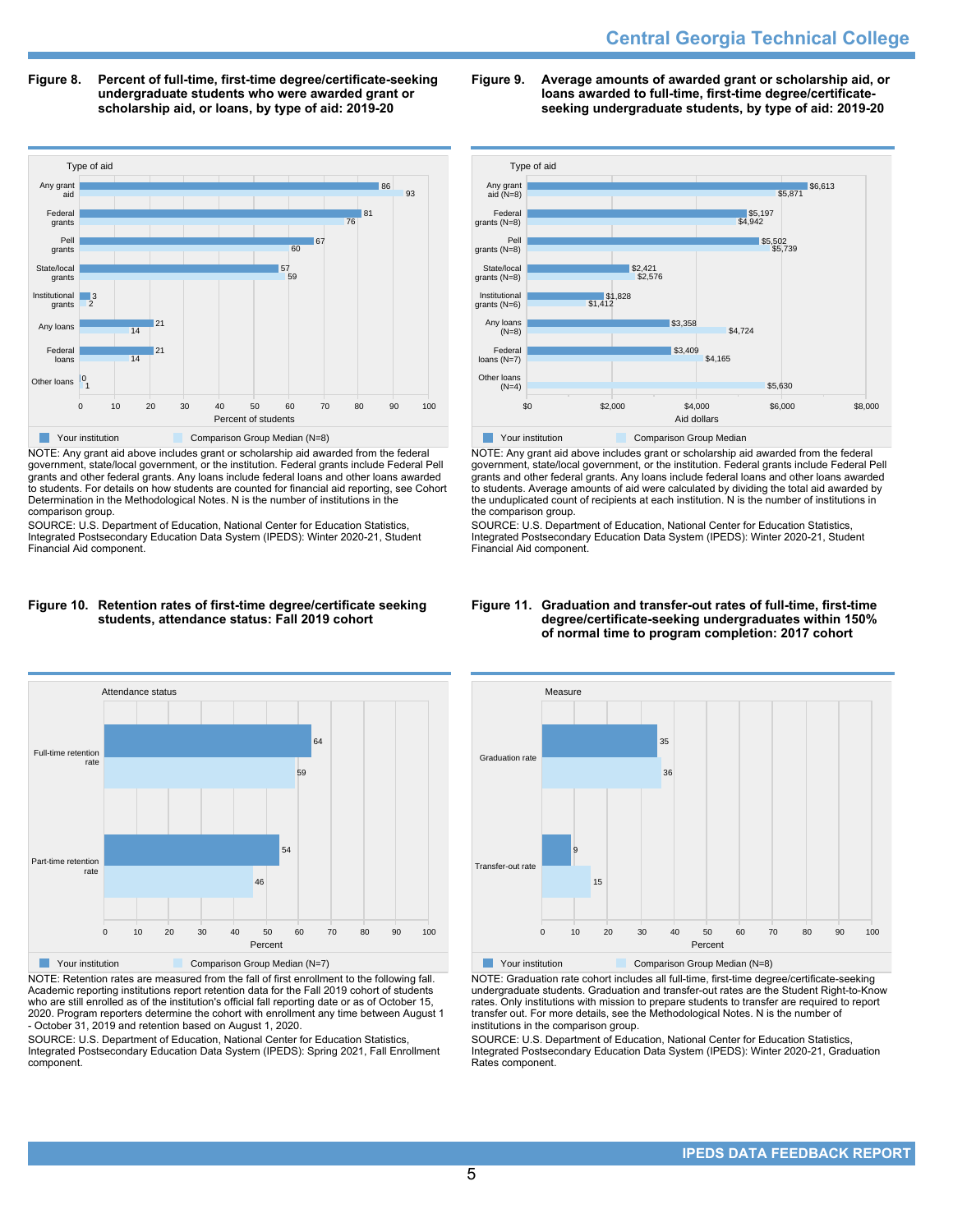**Figure 8. Percent of full-time, first-time degree/certificate-seeking undergraduate students who were awarded grant or scholarship aid, or loans, by type of aid: 2019-20**

| Type of aid | Your institution | Comparison Group Median (N=8) |
|---|---|---|
| Any grant aid | 86 | 93 |
| Federal grants | 81 | 76 |
| Pell grants | 67 | 60 |
| State/local grants | 57 | 59 |
| Institutional grants | 3 | 2 |
| Any loans | 21 | 14 |
| Federal loans | 21 | 14 |
| Other loans | 0 | 1 |

NOTE: Any grant aid above includes grant or scholarship aid awarded from the federal government, state/local government, or the institution. Federal grants include Federal Pell grants and other federal grants. Any loans include federal loans and other loans awarded to students. For details on how students are counted for financial aid reporting, see Cohort Determination in the Methodological Notes. N is the number of institutions in the comparison group.

SOURCE: U.S. Department of Education, National Center for Education Statistics, Integrated Postsecondary Education Data System (IPEDS): Winter 2020-21, Student Financial Aid component.

**Figure 9. Average amounts of awarded grant or scholarship aid, or loans awarded to full-time, first-time degree/certificate-seeking undergraduate students, by type of aid: 2019-20**

| Type of aid | Your institution | Comparison Group Median |
|---|---|---|
| Any grant aid (N=8) | $6,613 | $5,871 |
| Federal grants (N=8) | $5,197 | $4,942 |
| Pell grants (N=8) | $5,502 | $5,739 |
| State/local grants (N=8) | $2,421 | $2,576 |
| Institutional grants (N=6) | $1,828 | $1,412 |
| Any loans (N=8) | $3,358 | $4,724 |
| Federal loans (N=7) | $3,409 | $4,165 |
| Other loans (N=4) | | $5,630 |

NOTE: Any grant aid above includes grant or scholarship aid awarded from the federal government, state/local government, or the institution. Federal grants include Federal Pell grants and other federal grants. Any loans include federal loans and other loans awarded to students. Average amounts of aid were calculated by dividing the total aid awarded by the unduplicated count of recipients at each institution. N is the number of institutions in the comparison group.

SOURCE: U.S. Department of Education, National Center for Education Statistics, Integrated Postsecondary Education Data System (IPEDS): Winter 2020-21, Student Financial Aid component.

**Figure 10. Retention rates of first-time degree/certificate seeking students, attendance status: Fall 2019 cohort**

| Attendance status | Your institution | Comparison Group Median (N=7) |
|---|---|---|
| Full-time retention rate | 64 | 59 |
| Part-time retention rate | 54 | 46 |

NOTE: Retention rates are measured from the fall of first enrollment to the following fall. Academic reporting institutions report retention data for the Fall 2019 cohort of students who are still enrolled as of the institution's official fall reporting date or as of October 15, 2020. Program reporters determine the cohort with enrollment any time between August 1 - October 31, 2019 and retention based on August 1, 2020.

SOURCE: U.S. Department of Education, National Center for Education Statistics, Integrated Postsecondary Education Data System (IPEDS): Spring 2021, Fall Enrollment component.

**Figure 11. Graduation and transfer-out rates of full-time, first-time degree/certificate-seeking undergraduates within 150% of normal time to program completion: 2017 cohort**

| Measure | Your institution | Comparison Group Median (N=8) |
|---|---|---|
| Graduation rate | 35 | 36 |
| Transfer-out rate | 9 | 15 |

NOTE: Graduation rate cohort includes all full-time, first-time degree/certificate-seeking undergraduate students. Graduation and transfer-out rates are the Student Right-to-Know rates. Only institutions with mission to prepare students to transfer are required to report transfer out. For more details, see the Methodological Notes. N is the number of institutions in the comparison group.

SOURCE: U.S. Department of Education, National Center for Education Statistics, Integrated Postsecondary Education Data System (IPEDS): Winter 2020-21, Graduation Rates component.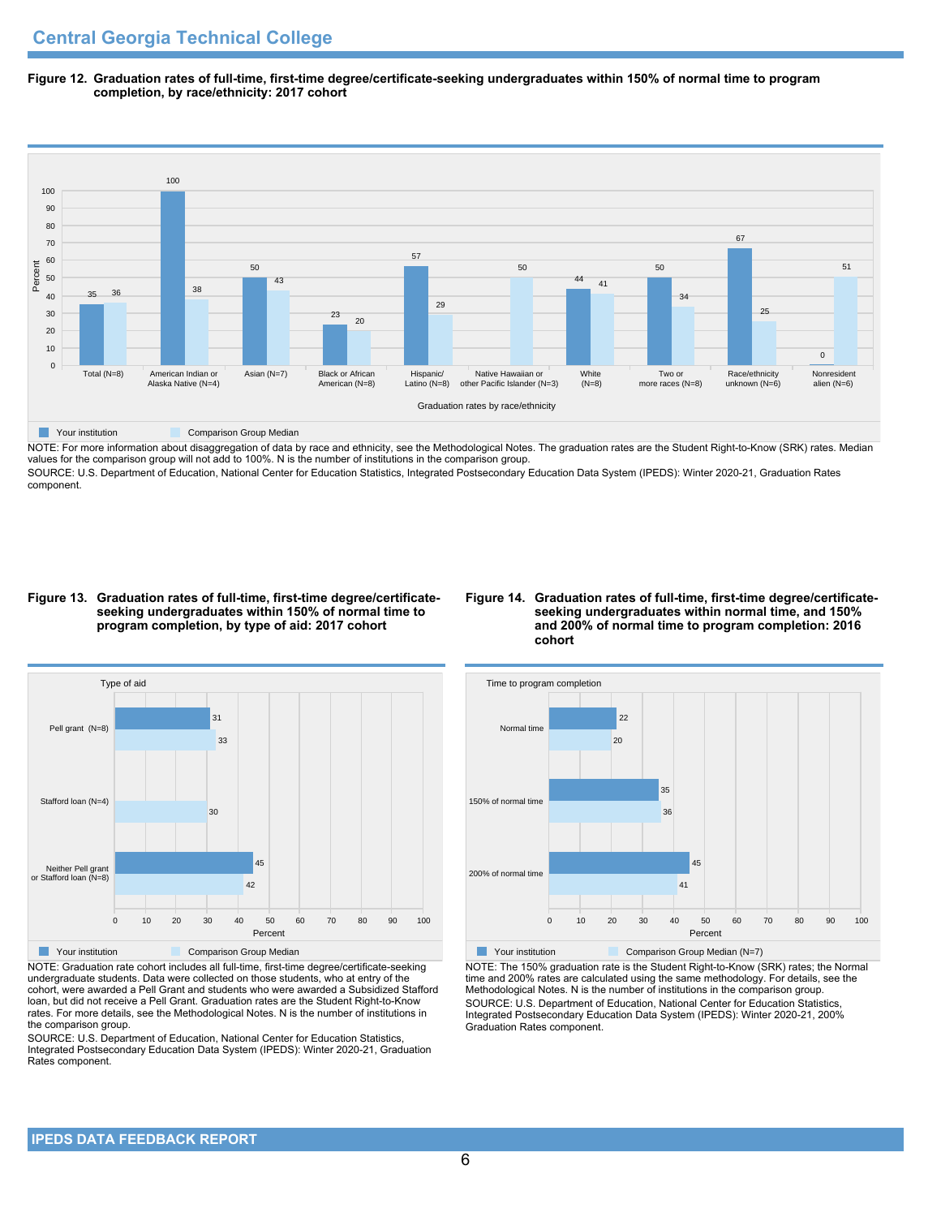# Central Georgia Technical College

**Figure 12. Graduation rates of full-time, first-time degree/certificate-seeking undergraduates within 150% of normal time to program completion, by race/ethnicity: 2017 cohort**

| Graduation rates by race/ethnicity | Your institution | Comparison Group Median |
|---|---|---|
| Total (N=8) | 35 | 36 |
| American Indian or Alaska Native (N=4) | 100 | 38 |
| Asian (N=7) | 50 | 43 |
| Black or African American (N=8) | 23 | 20 |
| Hispanic/ Latino (N=8) | 57 | 29 |
| Native Hawaiian or other Pacific Islander (N=3) | | 50 |
| White (N=8) | 44 | 41 |
| Two or more races (N=8) | 50 | 34 |
| Race/ethnicity unknown (N=6) | 67 | 25 |
| Nonresident alien (N=6) | 0 | 51 |

NOTE: For more information about disaggregation of data by race and ethnicity, see the Methodological Notes. The graduation rates are the Student Right-to-Know (SRK) rates. Median values for the comparison group will not add to 100%. N is the number of institutions in the comparison group.

SOURCE: U.S. Department of Education, National Center for Education Statistics, Integrated Postsecondary Education Data System (IPEDS): Winter 2020-21, Graduation Rates component.

**Figure 13. Graduation rates of full-time, first-time degree/certificate-seeking undergraduates within 150% of normal time to program completion, by type of aid: 2017 cohort**

| Type of aid | Your institution | Comparison Group Median |
|---|---|---|
| Pell grant (N=8) | 31 | 33 |
| Stafford loan (N=4) | | 30 |
| Neither Pell grant or Stafford loan (N=8) | 45 | 42 |

NOTE: Graduation rate cohort includes all full-time, first-time degree/certificate-seeking undergraduate students. Data were collected on those students, who at entry of the cohort, were awarded a Pell Grant and students who were awarded a Subsidized Stafford loan, but did not receive a Pell Grant. Graduation rates are the Student Right-to-Know rates. For more details, see the Methodological Notes. N is the number of institutions in the comparison group.

SOURCE: U.S. Department of Education, National Center for Education Statistics, Integrated Postsecondary Education Data System (IPEDS): Winter 2020-21, Graduation Rates component.

**Figure 14. Graduation rates of full-time, first-time degree/certificate-seeking undergraduates within normal time, and 150% and 200% of normal time to program completion: 2016 cohort**

| Time to program completion | Your institution | Comparison Group Median (N=7) |
|---|---|---|
| Normal time | 22 | 20 |
| 150% of normal time | 35 | 36 |
| 200% of normal time | 45 | 41 |

NOTE: The 150% graduation rate is the Student Right-to-Know (SRK) rates; the Normal time and 200% rates are calculated using the same methodology. For details, see the Methodological Notes. N is the number of institutions in the comparison group.

SOURCE: U.S. Department of Education, National Center for Education Statistics, Integrated Postsecondary Education Data System (IPEDS): Winter 2020-21, 200% Graduation Rates component.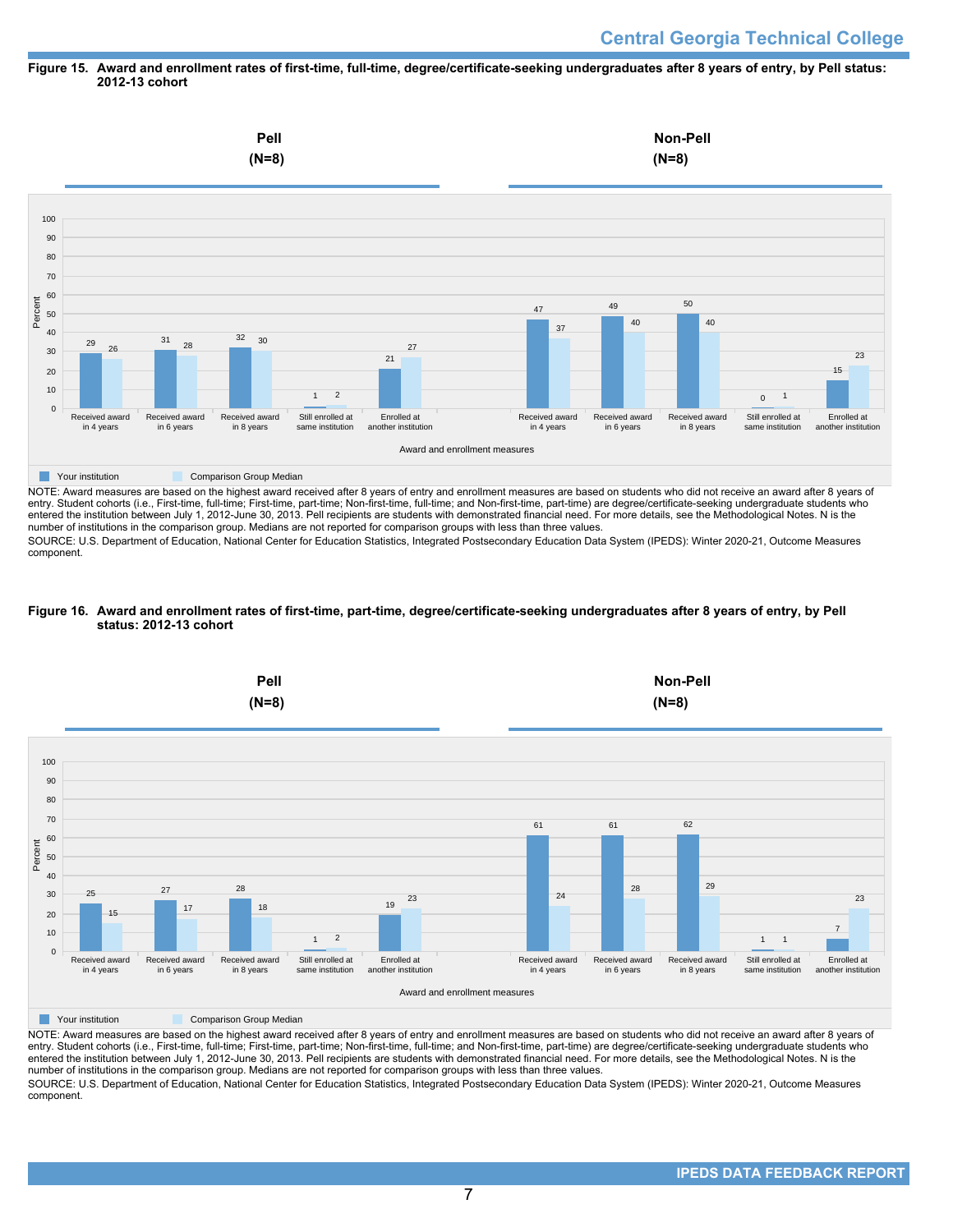**Figure 15. Award and enrollment rates of first-time, full-time, degree/certificate-seeking undergraduates after 8 years of entry, by Pell status: 2012-13 cohort**

| Award and enrollment measures | Pell (N=8) Your institution | Pell (N=8) Comparison Group Median | Non-Pell (N=8) Your institution | Non-Pell (N=8) Comparison Group Median |
|---|---|---|---|---|
| Received award in 4 years | 29 | 26 | 47 | 37 |
| Received award in 6 years | 31 | 28 | 49 | 40 |
| Received award in 8 years | 32 | 30 | 50 | 40 |
| Still enrolled at same institution | 1 | 2 | 0 | 1 |
| Enrolled at another institution | 21 | 27 | 15 | 23 |

NOTE: Award measures are based on the highest award received after 8 years of entry and enrollment measures are based on students who did not receive an award after 8 years of entry. Student cohorts (i.e., First-time, full-time; First-time, part-time; Non-first-time, full-time; and Non-first-time, part-time) are degree/certificate-seeking undergraduate students who entered the institution between July 1, 2012-June 30, 2013. Pell recipients are students with demonstrated financial need. For more details, see the Methodological Notes. N is the number of institutions in the comparison group. Medians are not reported for comparison groups with less than three values.

SOURCE: U.S. Department of Education, National Center for Education Statistics, Integrated Postsecondary Education Data System (IPEDS): Winter 2020-21, Outcome Measures component.

**Figure 16. Award and enrollment rates of first-time, part-time, degree/certificate-seeking undergraduates after 8 years of entry, by Pell status: 2012-13 cohort**

| Award and enrollment measures | Pell (N=8) Your institution | Pell (N=8) Comparison Group Median | Non-Pell (N=8) Your institution | Non-Pell (N=8) Comparison Group Median |
|---|---|---|---|---|
| Received award in 4 years | 25 | 15 | 61 | 24 |
| Received award in 6 years | 27 | 17 | 61 | 28 |
| Received award in 8 years | 28 | 18 | 62 | 29 |
| Still enrolled at same institution | 1 | 2 | 1 | 1 |
| Enrolled at another institution | 19 | 23 | 7 | 23 |

NOTE: Award measures are based on the highest award received after 8 years of entry and enrollment measures are based on students who did not receive an award after 8 years of entry. Student cohorts (i.e., First-time, full-time; First-time, part-time; Non-first-time, full-time; and Non-first-time, part-time) are degree/certificate-seeking undergraduate students who entered the institution between July 1, 2012-June 30, 2013. Pell recipients are students with demonstrated financial need. For more details, see the Methodological Notes. N is the number of institutions in the comparison group. Medians are not reported for comparison groups with less than three values.

SOURCE: U.S. Department of Education, National Center for Education Statistics, Integrated Postsecondary Education Data System (IPEDS): Winter 2020-21, Outcome Measures component.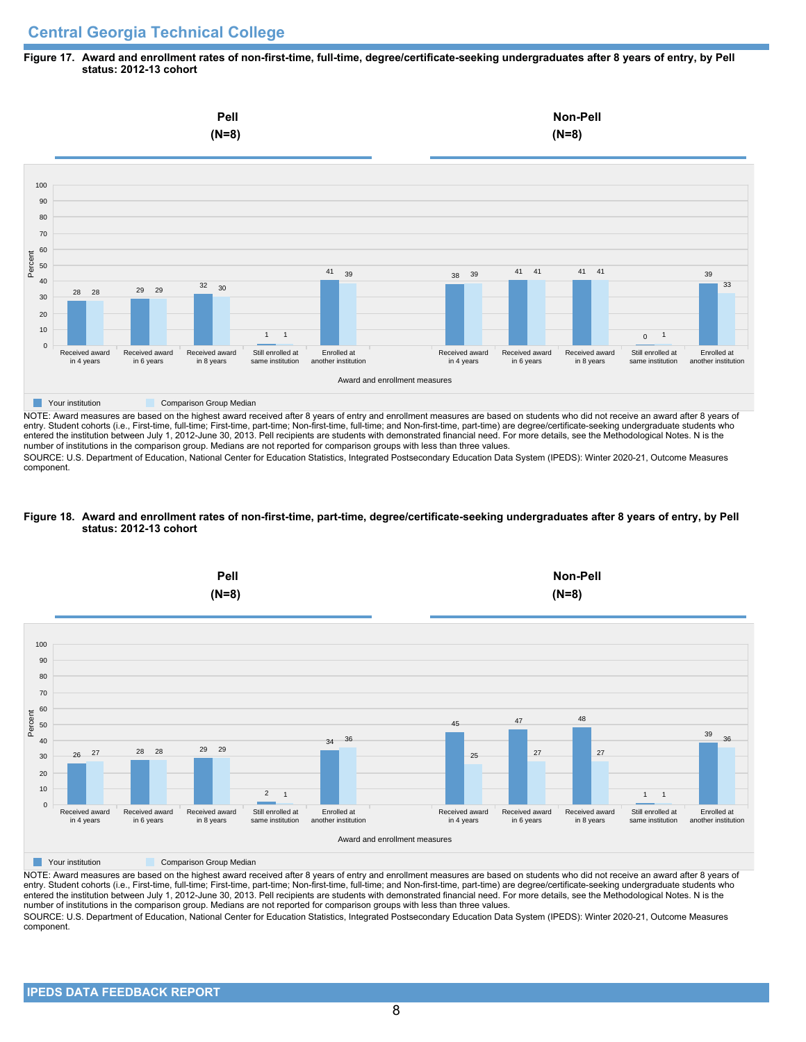## Central Georgia Technical College

**Figure 17. Award and enrollment rates of non-first-time, full-time, degree/certificate-seeking undergraduates after 8 years of entry, by Pell status: 2012-13 cohort**

| Award and enrollment measures | Pell (N=8): Your institution | Pell (N=8): Comparison Group Median | Non-Pell (N=8): Your institution | Non-Pell (N=8): Comparison Group Median |
|---|---|---|---|---|
| Received award in 4 years | 28 | 28 | 38 | 39 |
| Received award in 6 years | 29 | 29 | 41 | 41 |
| Received award in 8 years | 32 | 30 | 41 | 41 |
| Still enrolled at same institution | 1 | 1 | 0 | 1 |
| Enrolled at another institution | 41 | 39 | 39 | 33 |

NOTE: Award measures are based on the highest award received after 8 years of entry and enrollment measures are based on students who did not receive an award after 8 years of entry. Student cohorts (i.e., First-time, full-time; First-time, part-time; Non-first-time, full-time; and Non-first-time, part-time) are degree/certificate-seeking undergraduate students who entered the institution between July 1, 2012-June 30, 2013. Pell recipients are students with demonstrated financial need. For more details, see the Methodological Notes. N is the number of institutions in the comparison group. Medians are not reported for comparison groups with less than three values.

SOURCE: U.S. Department of Education, National Center for Education Statistics, Integrated Postsecondary Education Data System (IPEDS): Winter 2020-21, Outcome Measures component.

**Figure 18. Award and enrollment rates of non-first-time, part-time, degree/certificate-seeking undergraduates after 8 years of entry, by Pell status: 2012-13 cohort**

| Award and enrollment measures | Pell (N=8): Your institution | Pell (N=8): Comparison Group Median | Non-Pell (N=8): Your institution | Non-Pell (N=8): Comparison Group Median |
|---|---|---|---|---|
| Received award in 4 years | 26 | 27 | 45 | 25 |
| Received award in 6 years | 28 | 28 | 47 | 27 |
| Received award in 8 years | 29 | 29 | 48 | 27 |
| Still enrolled at same institution | 2 | 1 | 1 | 1 |
| Enrolled at another institution | 34 | 36 | 39 | 36 |

NOTE: Award measures are based on the highest award received after 8 years of entry and enrollment measures are based on students who did not receive an award after 8 years of entry. Student cohorts (i.e., First-time, full-time; First-time, part-time; Non-first-time, full-time; and Non-first-time, part-time) are degree/certificate-seeking undergraduate students who entered the institution between July 1, 2012-June 30, 2013. Pell recipients are students with demonstrated financial need. For more details, see the Methodological Notes. N is the number of institutions in the comparison group. Medians are not reported for comparison groups with less than three values.

SOURCE: U.S. Department of Education, National Center for Education Statistics, Integrated Postsecondary Education Data System (IPEDS): Winter 2020-21, Outcome Measures component.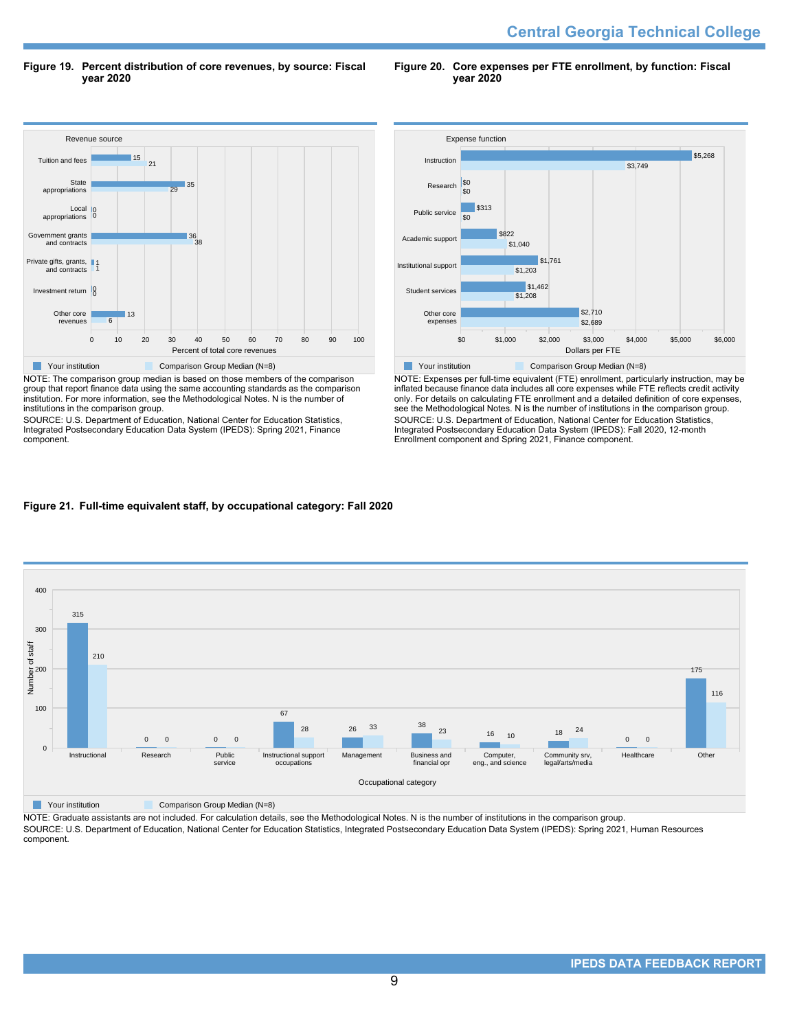**Figure 19. Percent distribution of core revenues, by source: Fiscal year 2020**

| Revenue source | Your institution | Comparison Group Median (N=8) |
|---|---|---|
| Tuition and fees | 15 | 21 |
| State appropriations | 35 | 29 |
| Local appropriations | 0 | 0 |
| Government grants and contracts | 36 | 38 |
| Private gifts, grants, and contracts | 1 | 1 |
| Investment return | 0 | 0 |
| Other core revenues | 13 | 6 |

Percent of total core revenues

NOTE: The comparison group median is based on those members of the comparison group that report finance data using the same accounting standards as the comparison institution. For more information, see the Methodological Notes. N is the number of institutions in the comparison group.

SOURCE: U.S. Department of Education, National Center for Education Statistics, Integrated Postsecondary Education Data System (IPEDS): Spring 2021, Finance component.

**Figure 20. Core expenses per FTE enrollment, by function: Fiscal year 2020**

| Expense function | Your institution | Comparison Group Median (N=8) |
|---|---|---|
| Instruction | $5,268 | $3,749 |
| Research | $0 | $0 |
| Public service | $313 | $0 |
| Academic support | $822 | $1,040 |
| Institutional support | $1,761 | $1,203 |
| Student services | $1,462 | $1,208 |
| Other core expenses | $2,710 | $2,689 |

Dollars per FTE

NOTE: Expenses per full-time equivalent (FTE) enrollment, particularly instruction, may be inflated because finance data includes all core expenses while FTE reflects credit activity only. For details on calculating FTE enrollment and a detailed definition of core expenses, see the Methodological Notes. N is the number of institutions in the comparison group.

SOURCE: U.S. Department of Education, National Center for Education Statistics, Integrated Postsecondary Education Data System (IPEDS): Fall 2020, 12-month Enrollment component and Spring 2021, Finance component.

**Figure 21. Full-time equivalent staff, by occupational category: Fall 2020**

| Occupational category | Your institution | Comparison Group Median (N=8) |
|---|---|---|
| Instructional | 315 | 210 |
| Research | 0 | 0 |
| Public service | 0 | 0 |
| Instructional support occupations | 67 | 28 |
| Management | 26 | 33 |
| Business and financial opr | 38 | 23 |
| Computer, eng., and science | 16 | 10 |
| Community srv, legal/arts/media | 18 | 24 |
| Healthcare | 0 | 0 |
| Other | 175 | 116 |

Number of staff

NOTE: Graduate assistants are not included. For calculation details, see the Methodological Notes. N is the number of institutions in the comparison group.

SOURCE: U.S. Department of Education, National Center for Education Statistics, Integrated Postsecondary Education Data System (IPEDS): Spring 2021, Human Resources component.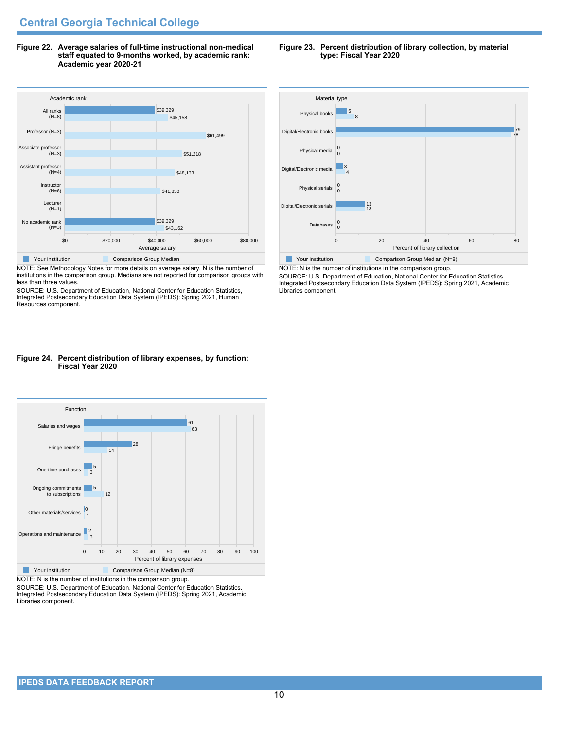## Central Georgia Technical College

**Figure 22. Average salaries of full-time instructional non-medical staff equated to 9-months worked, by academic rank: Academic year 2020-21**

| Academic rank | Your institution | Comparison Group Median |
|---|---|---|
| All ranks (N=8) | $39,329 | $45,158 |
| Professor (N=3) | | $61,499 |
| Associate professor (N=3) | | $51,218 |
| Assistant professor (N=4) | | $48,133 |
| Instructor (N=6) | | $41,850 |
| Lecturer (N=1) | | |
| No academic rank (N=3) | $39,329 | $43,162 |

NOTE: See Methodology Notes for more details on average salary. N is the number of institutions in the comparison group. Medians are not reported for comparison groups with less than three values.

SOURCE: U.S. Department of Education, National Center for Education Statistics, Integrated Postsecondary Education Data System (IPEDS): Spring 2021, Human Resources component.

**Figure 23. Percent distribution of library collection, by material type: Fiscal Year 2020**

| Material type | Your institution | Comparison Group Median (N=8) |
|---|---|---|
| Physical books | 5 | 8 |
| Digital/Electronic books | 79 | 78 |
| Physical media | 0 | 0 |
| Digital/Electronic media | 3 | 4 |
| Physical serials | 0 | 0 |
| Digital/Electronic serials | 13 | 13 |
| Databases | 0 | 0 |

NOTE: N is the number of institutions in the comparison group.

SOURCE: U.S. Department of Education, National Center for Education Statistics, Integrated Postsecondary Education Data System (IPEDS): Spring 2021, Academic Libraries component.

**Figure 24. Percent distribution of library expenses, by function: Fiscal Year 2020**

| Function | Your institution | Comparison Group Median (N=8) |
|---|---|---|
| Salaries and wages | 61 | 63 |
| Fringe benefits | 28 | 14 |
| One-time purchases | 5 | 3 |
| Ongoing commitments to subscriptions | 5 | 12 |
| Other materials/services | 0 | 1 |
| Operations and maintenance | 2 | 3 |

NOTE: N is the number of institutions in the comparison group.

SOURCE: U.S. Department of Education, National Center for Education Statistics, Integrated Postsecondary Education Data System (IPEDS): Spring 2021, Academic Libraries component.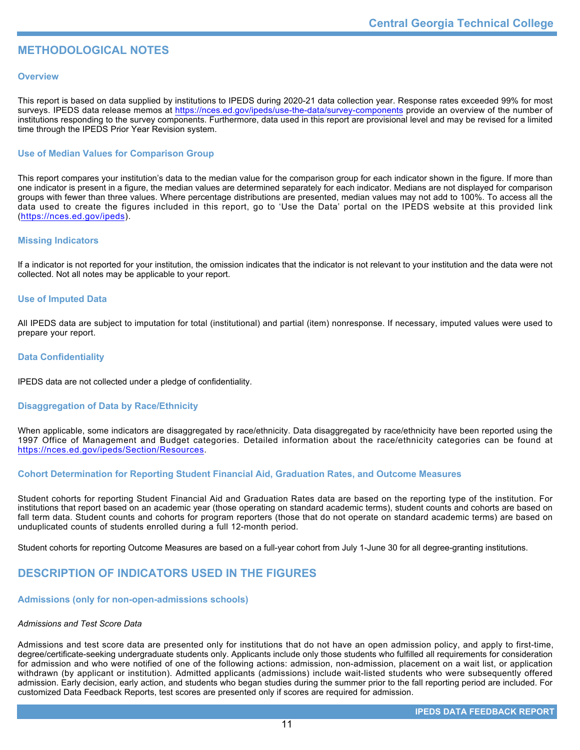# METHODOLOGICAL NOTES

## Overview

This report is based on data supplied by institutions to IPEDS during 2020-21 data collection year. Response rates exceeded 99% for most surveys. IPEDS data release memos at https://nces.ed.gov/ipeds/use-the-data/survey-components provide an overview of the number of institutions responding to the survey components. Furthermore, data used in this report are provisional level and may be revised for a limited time through the IPEDS Prior Year Revision system.

## Use of Median Values for Comparison Group

This report compares your institution's data to the median value for the comparison group for each indicator shown in the figure. If more than one indicator is present in a figure, the median values are determined separately for each indicator. Medians are not displayed for comparison groups with fewer than three values. Where percentage distributions are presented, median values may not add to 100%. To access all the data used to create the figures included in this report, go to 'Use the Data' portal on the IPEDS website at this provided link (https://nces.ed.gov/ipeds).

## Missing Indicators

If a indicator is not reported for your institution, the omission indicates that the indicator is not relevant to your institution and the data were not collected. Not all notes may be applicable to your report.

## Use of Imputed Data

All IPEDS data are subject to imputation for total (institutional) and partial (item) nonresponse. If necessary, imputed values were used to prepare your report.

## Data Confidentiality

IPEDS data are not collected under a pledge of confidentiality.

## Disaggregation of Data by Race/Ethnicity

When applicable, some indicators are disaggregated by race/ethnicity. Data disaggregated by race/ethnicity have been reported using the 1997 Office of Management and Budget categories. Detailed information about the race/ethnicity categories can be found at https://nces.ed.gov/ipeds/Section/Resources.

## Cohort Determination for Reporting Student Financial Aid, Graduation Rates, and Outcome Measures

Student cohorts for reporting Student Financial Aid and Graduation Rates data are based on the reporting type of the institution. For institutions that report based on an academic year (those operating on standard academic terms), student counts and cohorts are based on fall term data. Student counts and cohorts for program reporters (those that do not operate on standard academic terms) are based on unduplicated counts of students enrolled during a full 12-month period.

Student cohorts for reporting Outcome Measures are based on a full-year cohort from July 1-June 30 for all degree-granting institutions.

# DESCRIPTION OF INDICATORS USED IN THE FIGURES

## Admissions (only for non-open-admissions schools)

*Admissions and Test Score Data*

Admissions and test score data are presented only for institutions that do not have an open admission policy, and apply to first-time, degree/certificate-seeking undergraduate students only. Applicants include only those students who fulfilled all requirements for consideration for admission and who were notified of one of the following actions: admission, non-admission, placement on a wait list, or application withdrawn (by applicant or institution). Admitted applicants (admissions) include wait-listed students who were subsequently offered admission. Early decision, early action, and students who began studies during the summer prior to the fall reporting period are included. For customized Data Feedback Reports, test scores are presented only if scores are required for admission.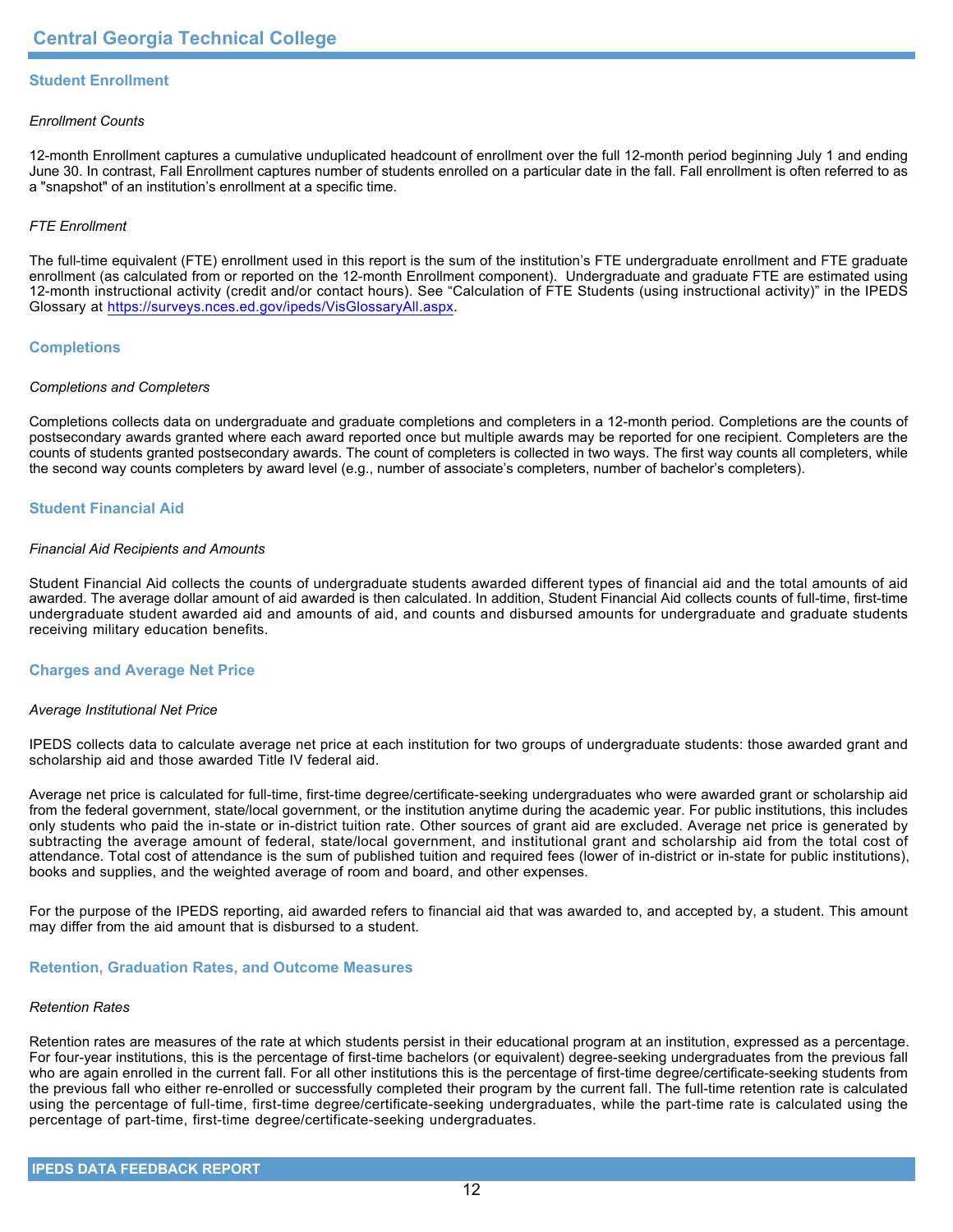## Student Enrollment

*Enrollment Counts*

12-month Enrollment captures a cumulative unduplicated headcount of enrollment over the full 12-month period beginning July 1 and ending June 30. In contrast, Fall Enrollment captures number of students enrolled on a particular date in the fall. Fall enrollment is often referred to as a "snapshot" of an institution's enrollment at a specific time.

*FTE Enrollment*

The full-time equivalent (FTE) enrollment used in this report is the sum of the institution's FTE undergraduate enrollment and FTE graduate enrollment (as calculated from or reported on the 12-month Enrollment component). Undergraduate and graduate FTE are estimated using 12-month instructional activity (credit and/or contact hours). See "Calculation of FTE Students (using instructional activity)" in the IPEDS Glossary at https://surveys.nces.ed.gov/ipeds/VisGlossaryAll.aspx.

## Completions

*Completions and Completers*

Completions collects data on undergraduate and graduate completions and completers in a 12-month period. Completions are the counts of postsecondary awards granted where each award reported once but multiple awards may be reported for one recipient. Completers are the counts of students granted postsecondary awards. The count of completers is collected in two ways. The first way counts all completers, while the second way counts completers by award level (e.g., number of associate's completers, number of bachelor's completers).

## Student Financial Aid

*Financial Aid Recipients and Amounts*

Student Financial Aid collects the counts of undergraduate students awarded different types of financial aid and the total amounts of aid awarded. The average dollar amount of aid awarded is then calculated. In addition, Student Financial Aid collects counts of full-time, first-time undergraduate student awarded aid and amounts of aid, and counts and disbursed amounts for undergraduate and graduate students receiving military education benefits.

## Charges and Average Net Price

*Average Institutional Net Price*

IPEDS collects data to calculate average net price at each institution for two groups of undergraduate students: those awarded grant and scholarship aid and those awarded Title IV federal aid.

Average net price is calculated for full-time, first-time degree/certificate-seeking undergraduates who were awarded grant or scholarship aid from the federal government, state/local government, or the institution anytime during the academic year. For public institutions, this includes only students who paid the in-state or in-district tuition rate. Other sources of grant aid are excluded. Average net price is generated by subtracting the average amount of federal, state/local government, and institutional grant and scholarship aid from the total cost of attendance. Total cost of attendance is the sum of published tuition and required fees (lower of in-district or in-state for public institutions), books and supplies, and the weighted average of room and board, and other expenses.

For the purpose of the IPEDS reporting, aid awarded refers to financial aid that was awarded to, and accepted by, a student. This amount may differ from the aid amount that is disbursed to a student.

## Retention, Graduation Rates, and Outcome Measures

*Retention Rates*

Retention rates are measures of the rate at which students persist in their educational program at an institution, expressed as a percentage. For four-year institutions, this is the percentage of first-time bachelors (or equivalent) degree-seeking undergraduates from the previous fall who are again enrolled in the current fall. For all other institutions this is the percentage of first-time degree/certificate-seeking students from the previous fall who either re-enrolled or successfully completed their program by the current fall. The full-time retention rate is calculated using the percentage of full-time, first-time degree/certificate-seeking undergraduates, while the part-time rate is calculated using the percentage of part-time, first-time degree/certificate-seeking undergraduates.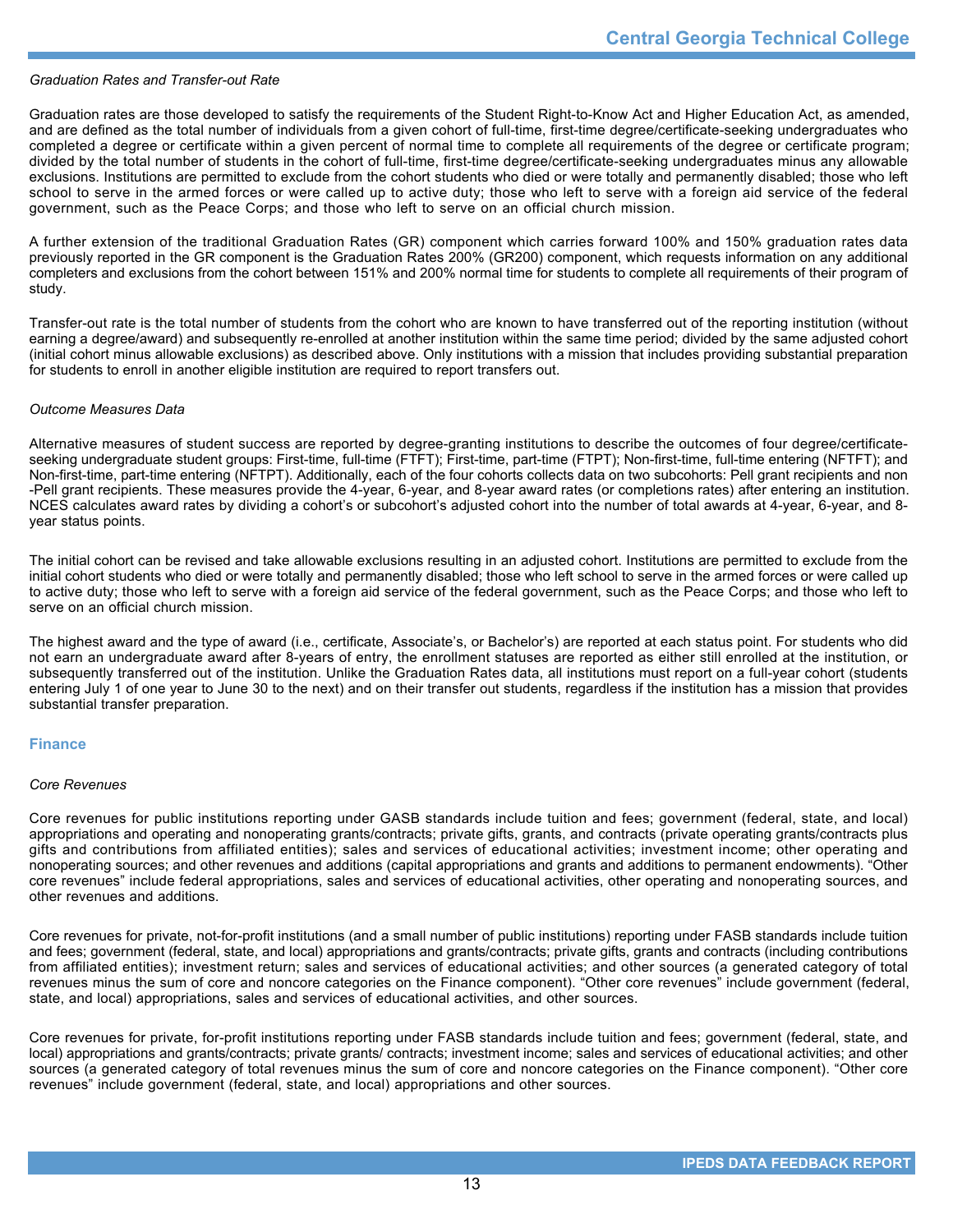*Graduation Rates and Transfer-out Rate*

Graduation rates are those developed to satisfy the requirements of the Student Right-to-Know Act and Higher Education Act, as amended, and are defined as the total number of individuals from a given cohort of full-time, first-time degree/certificate-seeking undergraduates who completed a degree or certificate within a given percent of normal time to complete all requirements of the degree or certificate program; divided by the total number of students in the cohort of full-time, first-time degree/certificate-seeking undergraduates minus any allowable exclusions. Institutions are permitted to exclude from the cohort students who died or were totally and permanently disabled; those who left school to serve in the armed forces or were called up to active duty; those who left to serve with a foreign aid service of the federal government, such as the Peace Corps; and those who left to serve on an official church mission.

A further extension of the traditional Graduation Rates (GR) component which carries forward 100% and 150% graduation rates data previously reported in the GR component is the Graduation Rates 200% (GR200) component, which requests information on any additional completers and exclusions from the cohort between 151% and 200% normal time for students to complete all requirements of their program of study.

Transfer-out rate is the total number of students from the cohort who are known to have transferred out of the reporting institution (without earning a degree/award) and subsequently re-enrolled at another institution within the same time period; divided by the same adjusted cohort (initial cohort minus allowable exclusions) as described above. Only institutions with a mission that includes providing substantial preparation for students to enroll in another eligible institution are required to report transfers out.

*Outcome Measures Data*

Alternative measures of student success are reported by degree-granting institutions to describe the outcomes of four degree/certificate-seeking undergraduate student groups: First-time, full-time (FTFT); First-time, part-time (FTPT); Non-first-time, full-time entering (NFTFT); and Non-first-time, part-time entering (NFTPT). Additionally, each of the four cohorts collects data on two subcohorts: Pell grant recipients and non -Pell grant recipients. These measures provide the 4-year, 6-year, and 8-year award rates (or completions rates) after entering an institution. NCES calculates award rates by dividing a cohort's or subcohort's adjusted cohort into the number of total awards at 4-year, 6-year, and 8-year status points.

The initial cohort can be revised and take allowable exclusions resulting in an adjusted cohort. Institutions are permitted to exclude from the initial cohort students who died or were totally and permanently disabled; those who left school to serve in the armed forces or were called up to active duty; those who left to serve with a foreign aid service of the federal government, such as the Peace Corps; and those who left to serve on an official church mission.

The highest award and the type of award (i.e., certificate, Associate's, or Bachelor's) are reported at each status point. For students who did not earn an undergraduate award after 8-years of entry, the enrollment statuses are reported as either still enrolled at the institution, or subsequently transferred out of the institution. Unlike the Graduation Rates data, all institutions must report on a full-year cohort (students entering July 1 of one year to June 30 to the next) and on their transfer out students, regardless if the institution has a mission that provides substantial transfer preparation.

## Finance

*Core Revenues*

Core revenues for public institutions reporting under GASB standards include tuition and fees; government (federal, state, and local) appropriations and operating and nonoperating grants/contracts; private gifts, grants, and contracts (private operating grants/contracts plus gifts and contributions from affiliated entities); sales and services of educational activities; investment income; other operating and nonoperating sources; and other revenues and additions (capital appropriations and grants and additions to permanent endowments). "Other core revenues" include federal appropriations, sales and services of educational activities, other operating and nonoperating sources, and other revenues and additions.

Core revenues for private, not-for-profit institutions (and a small number of public institutions) reporting under FASB standards include tuition and fees; government (federal, state, and local) appropriations and grants/contracts; private gifts, grants and contracts (including contributions from affiliated entities); investment return; sales and services of educational activities; and other sources (a generated category of total revenues minus the sum of core and noncore categories on the Finance component). "Other core revenues" include government (federal, state, and local) appropriations, sales and services of educational activities, and other sources.

Core revenues for private, for-profit institutions reporting under FASB standards include tuition and fees; government (federal, state, and local) appropriations and grants/contracts; private grants/ contracts; investment income; sales and services of educational activities; and other sources (a generated category of total revenues minus the sum of core and noncore categories on the Finance component). "Other core revenues" include government (federal, state, and local) appropriations and other sources.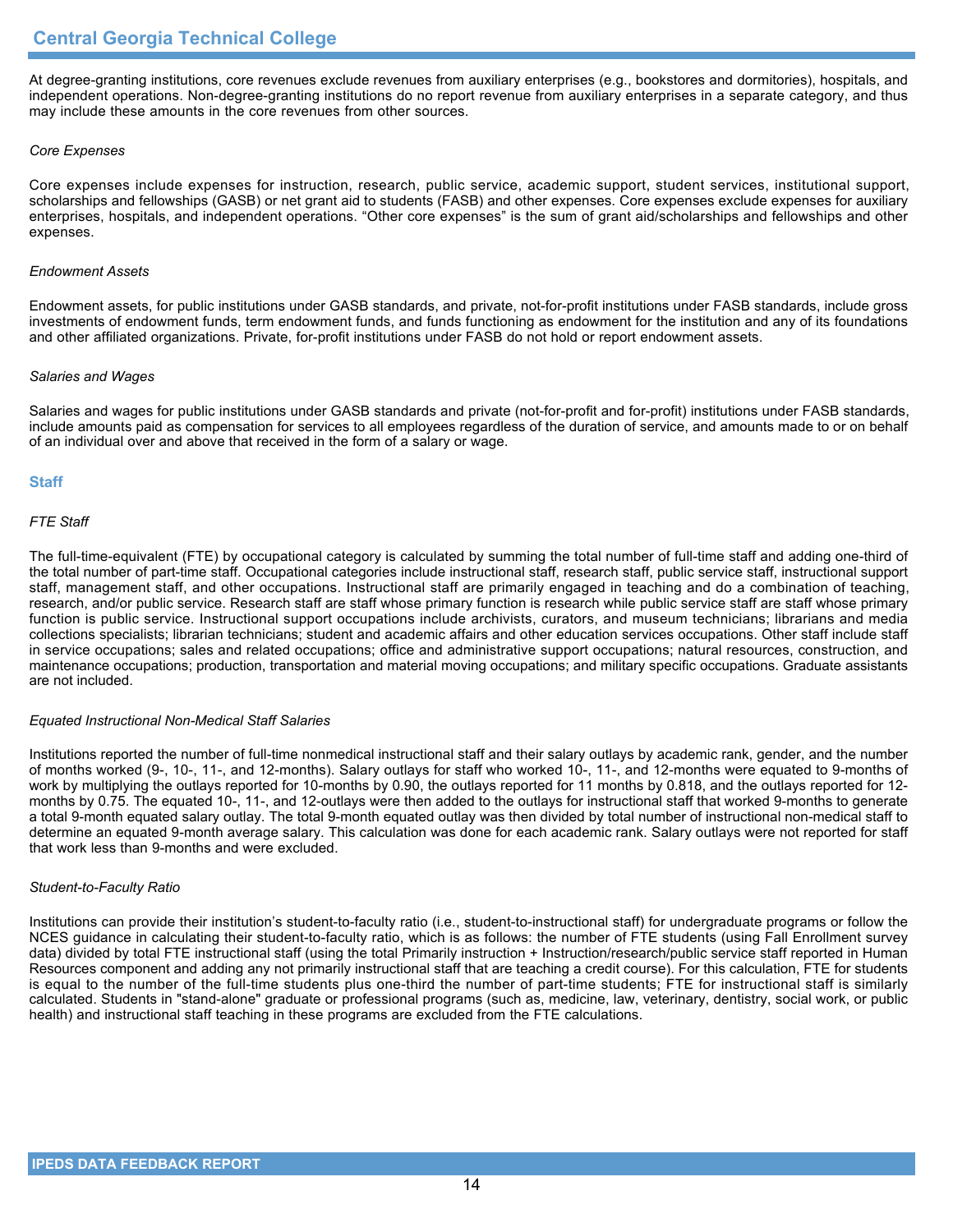At degree-granting institutions, core revenues exclude revenues from auxiliary enterprises (e.g., bookstores and dormitories), hospitals, and independent operations. Non-degree-granting institutions do no report revenue from auxiliary enterprises in a separate category, and thus may include these amounts in the core revenues from other sources.

*Core Expenses*

Core expenses include expenses for instruction, research, public service, academic support, student services, institutional support, scholarships and fellowships (GASB) or net grant aid to students (FASB) and other expenses. Core expenses exclude expenses for auxiliary enterprises, hospitals, and independent operations. “Other core expenses” is the sum of grant aid/scholarships and fellowships and other expenses.

*Endowment Assets*

Endowment assets, for public institutions under GASB standards, and private, not-for-profit institutions under FASB standards, include gross investments of endowment funds, term endowment funds, and funds functioning as endowment for the institution and any of its foundations and other affiliated organizations. Private, for-profit institutions under FASB do not hold or report endowment assets.

*Salaries and Wages*

Salaries and wages for public institutions under GASB standards and private (not-for-profit and for-profit) institutions under FASB standards, include amounts paid as compensation for services to all employees regardless of the duration of service, and amounts made to or on behalf of an individual over and above that received in the form of a salary or wage.

## Staff

*FTE Staff*

The full-time-equivalent (FTE) by occupational category is calculated by summing the total number of full-time staff and adding one-third of the total number of part-time staff. Occupational categories include instructional staff, research staff, public service staff, instructional support staff, management staff, and other occupations. Instructional staff are primarily engaged in teaching and do a combination of teaching, research, and/or public service. Research staff are staff whose primary function is research while public service staff are staff whose primary function is public service. Instructional support occupations include archivists, curators, and museum technicians; librarians and media collections specialists; librarian technicians; student and academic affairs and other education services occupations. Other staff include staff in service occupations; sales and related occupations; office and administrative support occupations; natural resources, construction, and maintenance occupations; production, transportation and material moving occupations; and military specific occupations. Graduate assistants are not included.

*Equated Instructional Non-Medical Staff Salaries*

Institutions reported the number of full-time nonmedical instructional staff and their salary outlays by academic rank, gender, and the number of months worked (9-, 10-, 11-, and 12-months). Salary outlays for staff who worked 10-, 11-, and 12-months were equated to 9-months of work by multiplying the outlays reported for 10-months by 0.90, the outlays reported for 11 months by 0.818, and the outlays reported for 12-months by 0.75. The equated 10-, 11-, and 12-outlays were then added to the outlays for instructional staff that worked 9-months to generate a total 9-month equated salary outlay. The total 9-month equated outlay was then divided by total number of instructional non-medical staff to determine an equated 9-month average salary. This calculation was done for each academic rank. Salary outlays were not reported for staff that work less than 9-months and were excluded.

*Student-to-Faculty Ratio*

Institutions can provide their institution’s student-to-faculty ratio (i.e., student-to-instructional staff) for undergraduate programs or follow the NCES guidance in calculating their student-to-faculty ratio, which is as follows: the number of FTE students (using Fall Enrollment survey data) divided by total FTE instructional staff (using the total Primarily instruction + Instruction/research/public service staff reported in Human Resources component and adding any not primarily instructional staff that are teaching a credit course). For this calculation, FTE for students is equal to the number of the full-time students plus one-third the number of part-time students; FTE for instructional staff is similarly calculated. Students in "stand-alone" graduate or professional programs (such as, medicine, law, veterinary, dentistry, social work, or public health) and instructional staff teaching in these programs are excluded from the FTE calculations.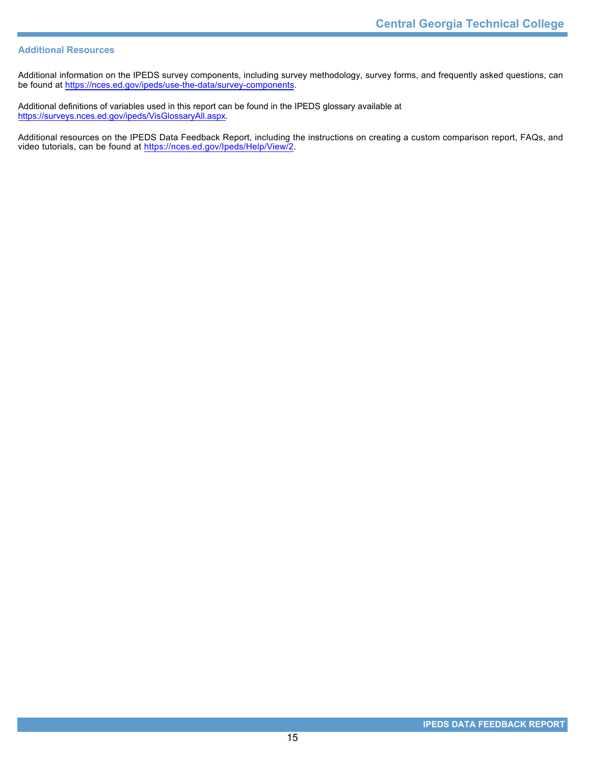## Additional Resources

Additional information on the IPEDS survey components, including survey methodology, survey forms, and frequently asked questions, can be found at https://nces.ed.gov/ipeds/use-the-data/survey-components.

Additional definitions of variables used in this report can be found in the IPEDS glossary available at https://surveys.nces.ed.gov/ipeds/VisGlossaryAll.aspx.

Additional resources on the IPEDS Data Feedback Report, including the instructions on creating a custom comparison report, FAQs, and video tutorials, can be found at https://nces.ed.gov/Ipeds/Help/View/2.